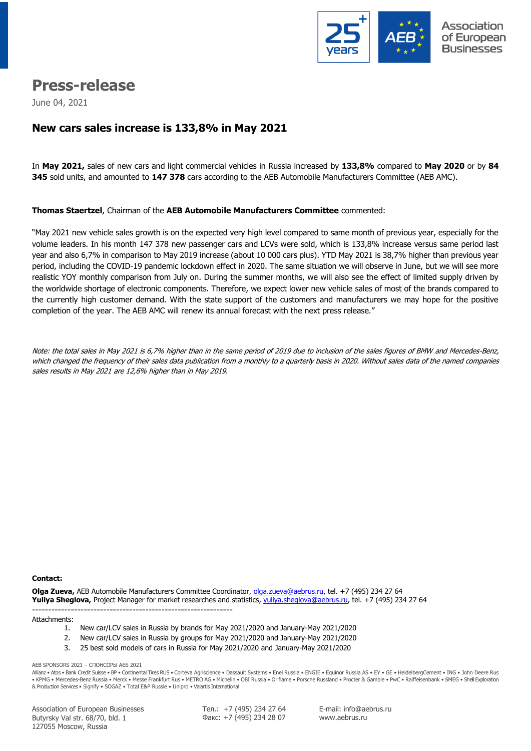Association of European Businesses

# Press-release

June 04, 2021

## New cars sales increase is 133,8% in May 2021

In **May 2021,** sales of new cars and light commercial vehicles in Russia increased by **133,8%** compared to **May 2020** or by **84 345** sold units, and amounted to **147 378** cars according to the AEB Automobile Manufacturers Committee (AEB AMC).

**Thomas Staertzel**, Chairman of the **AEB Automobile Manufacturers Committee** commented:

"May 2021 new vehicle sales growth is on the expected very high level compared to same month of previous year, especially for the volume leaders. In his month 147 378 new passenger cars and LCVs were sold, which is 133,8% increase versus same period last year and also 6,7% in comparison to May 2019 increase (about 10 000 cars plus). YTD May 2021 is 38,7% higher than previous year period, including the COVID-19 pandemic lockdown effect in 2020. The same situation we will observe in June, but we will see more realistic YOY monthly comparison from July on. During the summer months, we will also see the effect of limited supply driven by the worldwide shortage of electronic components. Therefore, we expect lower new vehicle sales of most of the brands compared to the currently high customer demand. With the state support of the customers and manufacturers we may hope for the positive completion of the year. The AEB AMC will renew its annual forecast with the next press release."

*Note: the total sales in May 2021 is 6,7% higher than in the same period of 2019 due to inclusion of the sales figures of BMW and Mercedes-Benz, which changed the frequency of their sales data publication from a monthly to a quarterly basis in 2020. Without sales data of the named companies sales results in May 2021 are 12,6% higher than in May 2019.*

**Contact:**

**Olga Zueva,** AEB Automobile Manufacturers Committee Coordinator, olga.zueva@aebrus.ru, tel. +7 (495) 234 27 64
**Yuliya Sheglova,** Project Manager for market researches and statistics, yuliya.sheglova@aebrus.ru, tel. +7 (495) 234 27 64

---

Attachments:

1. New car/LCV sales in Russia by brands for May 2021/2020 and January-May 2021/2020
2. New car/LCV sales in Russia by groups for May 2021/2020 and January-May 2021/2020
3. 25 best sold models of cars in Russia for May 2021/2020 and January-May 2021/2020

AEB SPONSORS 2021 – СПОНСОРЫ АЕБ 2021

Allianz • Atos • Bank Credit Suisse • BP • Continental Tires RUS • Corteva Agriscience • Dassault Systems • Enel Russia • ENGIE • Equinor Russia AS • EY • GE • HeidelbergCement • ING • John Deere Rus • KPMG • Mercedes-Benz Russia • Merck • Messe Frankfurt Rus • METRO AG • Michelin • OBI Russia • Oriflame • Porsche Russland • Procter & Gamble • PwC • Raiffeisenbank • SMEG • Shell Exploration & Production Services • Signify • SOGAZ • Total E&P Russie • Unipro • Valartis International

Association of European Businesses
Butyrsky Val str. 68/70, bld. 1
127055 Moscow, Russia

Тел.: +7 (495) 234 27 64
Факс: +7 (495) 234 28 07

E-mail: info@aebrus.ru
www.aebrus.ru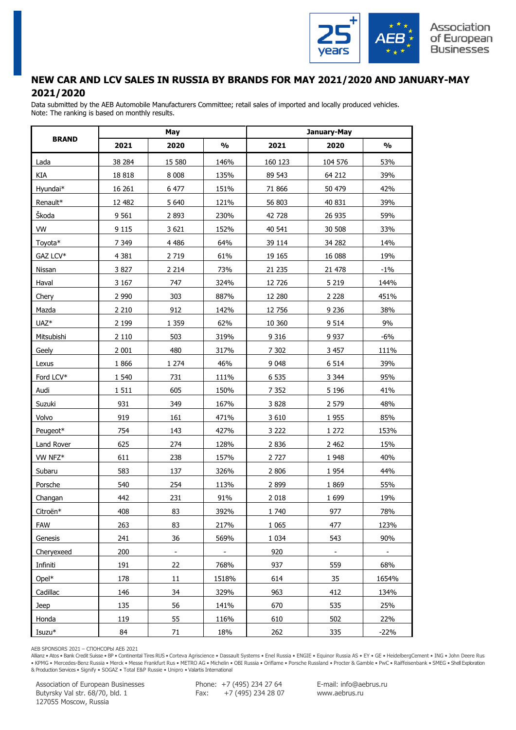## NEW CAR AND LCV SALES IN RUSSIA BY BRANDS FOR MAY 2021/2020 AND JANUARY-MAY 2021/2020

Data submitted by the AEB Automobile Manufacturers Committee; retail sales of imported and locally produced vehicles.
Note: The ranking is based on monthly results.

| BRAND | May | | | January-May | | |
|---|---|---|---|---|---|---|
| | 2021 | 2020 | % | 2021 | 2020 | % |
| Lada | 38 284 | 15 580 | 146% | 160 123 | 104 576 | 53% |
| KIA | 18 818 | 8 008 | 135% | 89 543 | 64 212 | 39% |
| Hyundai* | 16 261 | 6 477 | 151% | 71 866 | 50 479 | 42% |
| Renault* | 12 482 | 5 640 | 121% | 56 803 | 40 831 | 39% |
| Škoda | 9 561 | 2 893 | 230% | 42 728 | 26 935 | 59% |
| VW | 9 115 | 3 621 | 152% | 40 541 | 30 508 | 33% |
| Toyota* | 7 349 | 4 486 | 64% | 39 114 | 34 282 | 14% |
| GAZ LCV* | 4 381 | 2 719 | 61% | 19 165 | 16 088 | 19% |
| Nissan | 3 827 | 2 214 | 73% | 21 235 | 21 478 | -1% |
| Haval | 3 167 | 747 | 324% | 12 726 | 5 219 | 144% |
| Chery | 2 990 | 303 | 887% | 12 280 | 2 228 | 451% |
| Mazda | 2 210 | 912 | 142% | 12 756 | 9 236 | 38% |
| UAZ* | 2 199 | 1 359 | 62% | 10 360 | 9 514 | 9% |
| Mitsubishi | 2 110 | 503 | 319% | 9 316 | 9 937 | -6% |
| Geely | 2 001 | 480 | 317% | 7 302 | 3 457 | 111% |
| Lexus | 1 866 | 1 274 | 46% | 9 048 | 6 514 | 39% |
| Ford LCV* | 1 540 | 731 | 111% | 6 535 | 3 344 | 95% |
| Audi | 1 511 | 605 | 150% | 7 352 | 5 196 | 41% |
| Suzuki | 931 | 349 | 167% | 3 828 | 2 579 | 48% |
| Volvo | 919 | 161 | 471% | 3 610 | 1 955 | 85% |
| Peugeot* | 754 | 143 | 427% | 3 222 | 1 272 | 153% |
| Land Rover | 625 | 274 | 128% | 2 836 | 2 462 | 15% |
| VW NFZ* | 611 | 238 | 157% | 2 727 | 1 948 | 40% |
| Subaru | 583 | 137 | 326% | 2 806 | 1 954 | 44% |
| Porsche | 540 | 254 | 113% | 2 899 | 1 869 | 55% |
| Changan | 442 | 231 | 91% | 2 018 | 1 699 | 19% |
| Citroën* | 408 | 83 | 392% | 1 740 | 977 | 78% |
| FAW | 263 | 83 | 217% | 1 065 | 477 | 123% |
| Genesis | 241 | 36 | 569% | 1 034 | 543 | 90% |
| Cheryexeed | 200 | - | - | 920 | - | - |
| Infiniti | 191 | 22 | 768% | 937 | 559 | 68% |
| Opel* | 178 | 11 | 1518% | 614 | 35 | 1654% |
| Cadillac | 146 | 34 | 329% | 963 | 412 | 134% |
| Jeep | 135 | 56 | 141% | 670 | 535 | 25% |
| Honda | 119 | 55 | 116% | 610 | 502 | 22% |
| Isuzu* | 84 | 71 | 18% | 262 | 335 | -22% |

AEB SPONSORS 2021 – СПОНСОРЫ АЕБ 2021

Allianz • Atos • Bank Credit Suisse • BP • Continental Tires RUS • Corteva Agriscience • Dassault Systems • Enel Russia • ENGIE • Equinor Russia AS • EY • GE • HeidelbergCement • ING • John Deere Rus • KPMG • Mercedes-Benz Russia • Merck • Messe Frankfurt Rus • METRO AG • Michelin • OBI Russia • Oriflame • Porsche Russland • Procter & Gamble • PwC • Raiffeisenbank • SMEG • Shell Exploration & Production Services • Signify • SOGAZ • Total E&P Russie • Unipro • Valartis International

Association of European Businesses
Butyrsky Val str. 68/70, bld. 1
127055 Moscow, Russia

Phone: +7 (495) 234 27 64
Fax: +7 (495) 234 28 07

E-mail: info@aebrus.ru
www.aebrus.ru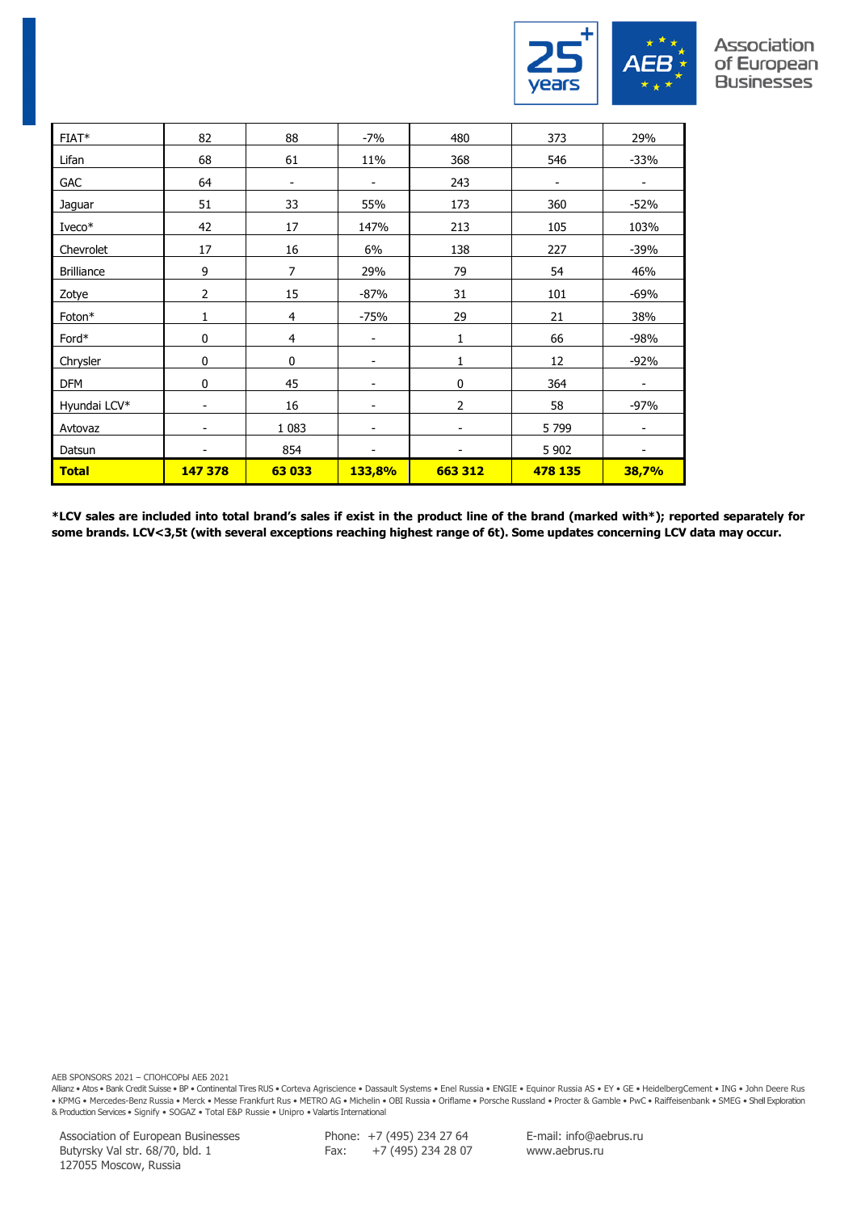| | | | | | | |
|---|---|---|---|---|---|---|
| FIAT* | 82 | 88 | -7% | 480 | 373 | 29% |
| Lifan | 68 | 61 | 11% | 368 | 546 | -33% |
| GAC | 64 | - | - | 243 | - | - |
| Jaguar | 51 | 33 | 55% | 173 | 360 | -52% |
| Iveco* | 42 | 17 | 147% | 213 | 105 | 103% |
| Chevrolet | 17 | 16 | 6% | 138 | 227 | -39% |
| Brilliance | 9 | 7 | 29% | 79 | 54 | 46% |
| Zotye | 2 | 15 | -87% | 31 | 101 | -69% |
| Foton* | 1 | 4 | -75% | 29 | 21 | 38% |
| Ford* | 0 | 4 | - | 1 | 66 | -98% |
| Chrysler | 0 | 0 | - | 1 | 12 | -92% |
| DFM | 0 | 45 | - | 0 | 364 | - |
| Hyundai LCV* | - | 16 | - | 2 | 58 | -97% |
| Avtovaz | - | 1 083 | - | - | 5 799 | - |
| Datsun | - | 854 | - | - | 5 902 | - |
| **Total** | **147 378** | **63 033** | **133,8%** | **663 312** | **478 135** | **38,7%** |

**\*LCV sales are included into total brand's sales if exist in the product line of the brand (marked with\*); reported separately for some brands. LCV<3,5t (with several exceptions reaching highest range of 6t). Some updates concerning LCV data may occur.**

AEB SPONSORS 2021 – СПОНСОРЫ АЕБ 2021

Allianz • Atos • Bank Credit Suisse • BP • Continental Tires RUS • Corteva Agriscience • Dassault Systems • Enel Russia • ENGIE • Equinor Russia AS • EY • GE • HeidelbergCement • ING • John Deere Rus • KPMG • Mercedes-Benz Russia • Merck • Messe Frankfurt Rus • METRO AG • Michelin • OBI Russia • Oriflame • Porsche Russland • Procter & Gamble • PwC • Raiffeisenbank • SMEG • Shell Exploration & Production Services • Signify • SOGAZ • Total E&P Russie • Unipro • Valartis International

Association of European Businesses
Butyrsky Val str. 68/70, bld. 1
127055 Moscow, Russia

Phone: +7 (495) 234 27 64
Fax: +7 (495) 234 28 07

E-mail: info@aebrus.ru
www.aebrus.ru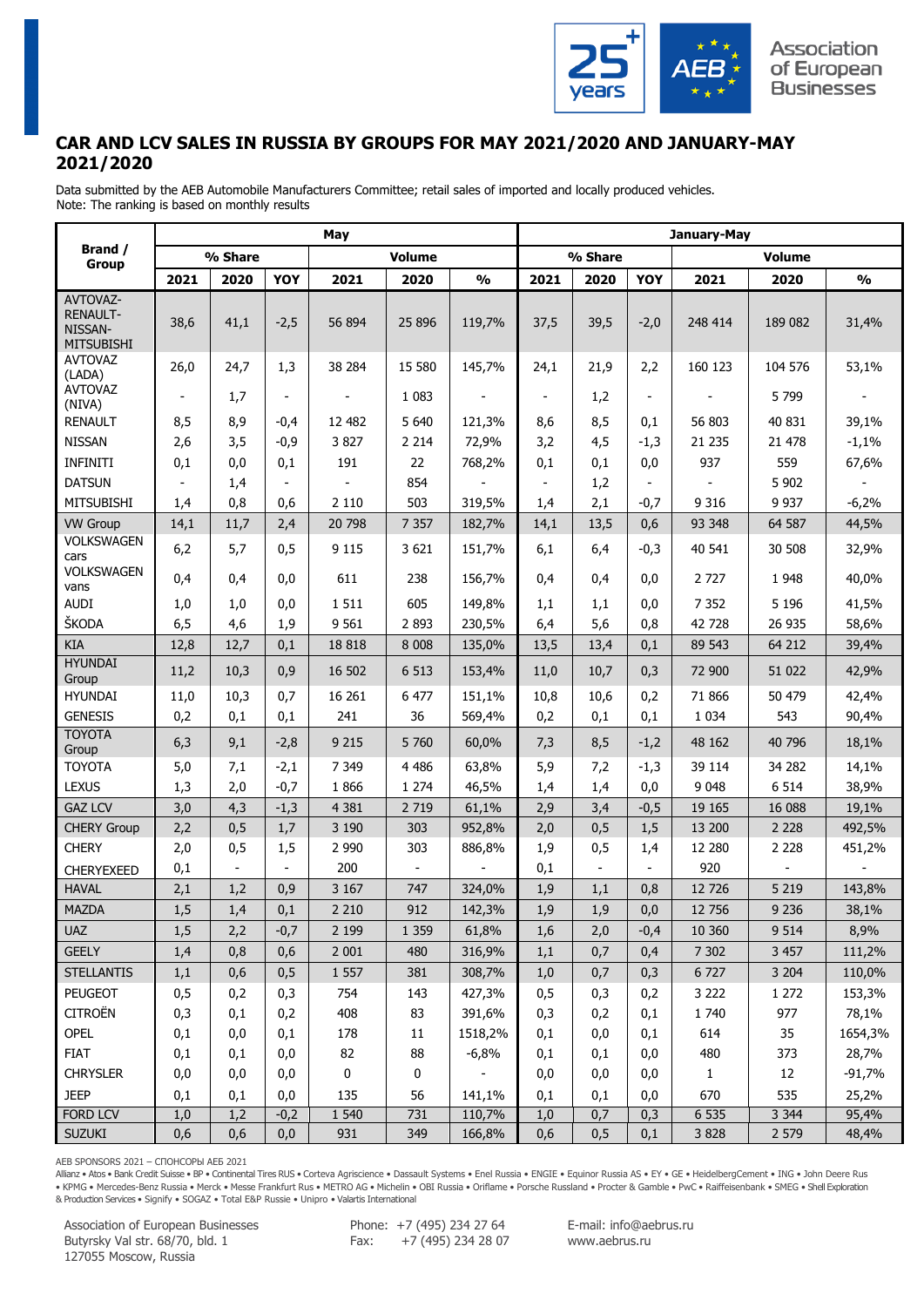# CAR AND LCV SALES IN RUSSIA BY GROUPS FOR MAY 2021/2020 AND JANUARY-MAY 2021/2020

Data submitted by the AEB Automobile Manufacturers Committee; retail sales of imported and locally produced vehicles.
Note: The ranking is based on monthly results

| Brand / Group | May | | | | | | January-May | | | | | |
|---|---|---|---|---|---|---|---|---|---|---|---|---|
| | % Share | | | Volume | | | % Share | | | Volume | | |
| | 2021 | 2020 | YOY | 2021 | 2020 | % | 2021 | 2020 | YOY | 2021 | 2020 | % |
| AVTOVAZ-RENAULT-NISSAN-MITSUBISHI | 38,6 | 41,1 | -2,5 | 56 894 | 25 896 | 119,7% | 37,5 | 39,5 | -2,0 | 248 414 | 189 082 | 31,4% |
| AVTOVAZ (LADA) | 26,0 | 24,7 | 1,3 | 38 284 | 15 580 | 145,7% | 24,1 | 21,9 | 2,2 | 160 123 | 104 576 | 53,1% |
| AVTOVAZ (NIVA) | - | 1,7 | - | - | 1 083 | - | - | 1,2 | - | - | 5 799 | - |
| RENAULT | 8,5 | 8,9 | -0,4 | 12 482 | 5 640 | 121,3% | 8,6 | 8,5 | 0,1 | 56 803 | 40 831 | 39,1% |
| NISSAN | 2,6 | 3,5 | -0,9 | 3 827 | 2 214 | 72,9% | 3,2 | 4,5 | -1,3 | 21 235 | 21 478 | -1,1% |
| INFINITI | 0,1 | 0,0 | 0,1 | 191 | 22 | 768,2% | 0,1 | 0,1 | 0,0 | 937 | 559 | 67,6% |
| DATSUN | - | 1,4 | - | - | 854 | - | - | 1,2 | - | - | 5 902 | - |
| MITSUBISHI | 1,4 | 0,8 | 0,6 | 2 110 | 503 | 319,5% | 1,4 | 2,1 | -0,7 | 9 316 | 9 937 | -6,2% |
| VW Group | 14,1 | 11,7 | 2,4 | 20 798 | 7 357 | 182,7% | 14,1 | 13,5 | 0,6 | 93 348 | 64 587 | 44,5% |
| VOLKSWAGEN cars | 6,2 | 5,7 | 0,5 | 9 115 | 3 621 | 151,7% | 6,1 | 6,4 | -0,3 | 40 541 | 30 508 | 32,9% |
| VOLKSWAGEN vans | 0,4 | 0,4 | 0,0 | 611 | 238 | 156,7% | 0,4 | 0,4 | 0,0 | 2 727 | 1 948 | 40,0% |
| AUDI | 1,0 | 1,0 | 0,0 | 1 511 | 605 | 149,8% | 1,1 | 1,1 | 0,0 | 7 352 | 5 196 | 41,5% |
| ŠKODA | 6,5 | 4,6 | 1,9 | 9 561 | 2 893 | 230,5% | 6,4 | 5,6 | 0,8 | 42 728 | 26 935 | 58,6% |
| KIA | 12,8 | 12,7 | 0,1 | 18 818 | 8 008 | 135,0% | 13,5 | 13,4 | 0,1 | 89 543 | 64 212 | 39,4% |
| HYUNDAI Group | 11,2 | 10,3 | 0,9 | 16 502 | 6 513 | 153,4% | 11,0 | 10,7 | 0,3 | 72 900 | 51 022 | 42,9% |
| HYUNDAI | 11,0 | 10,3 | 0,7 | 16 261 | 6 477 | 151,1% | 10,8 | 10,6 | 0,2 | 71 866 | 50 479 | 42,4% |
| GENESIS | 0,2 | 0,1 | 0,1 | 241 | 36 | 569,4% | 0,2 | 0,1 | 0,1 | 1 034 | 543 | 90,4% |
| TOYOTA Group | 6,3 | 9,1 | -2,8 | 9 215 | 5 760 | 60,0% | 7,3 | 8,5 | -1,2 | 48 162 | 40 796 | 18,1% |
| TOYOTA | 5,0 | 7,1 | -2,1 | 7 349 | 4 486 | 63,8% | 5,9 | 7,2 | -1,3 | 39 114 | 34 282 | 14,1% |
| LEXUS | 1,3 | 2,0 | -0,7 | 1 866 | 1 274 | 46,5% | 1,4 | 1,4 | 0,0 | 9 048 | 6 514 | 38,9% |
| GAZ LCV | 3,0 | 4,3 | -1,3 | 4 381 | 2 719 | 61,1% | 2,9 | 3,4 | -0,5 | 19 165 | 16 088 | 19,1% |
| CHERY Group | 2,2 | 0,5 | 1,7 | 3 190 | 303 | 952,8% | 2,0 | 0,5 | 1,5 | 13 200 | 2 228 | 492,5% |
| CHERY | 2,0 | 0,5 | 1,5 | 2 990 | 303 | 886,8% | 1,9 | 0,5 | 1,4 | 12 280 | 2 228 | 451,2% |
| CHERYEXEED | 0,1 | - | - | 200 | - | - | 0,1 | - | - | 920 | - | - |
| HAVAL | 2,1 | 1,2 | 0,9 | 3 167 | 747 | 324,0% | 1,9 | 1,1 | 0,8 | 12 726 | 5 219 | 143,8% |
| MAZDA | 1,5 | 1,4 | 0,1 | 2 210 | 912 | 142,3% | 1,9 | 1,9 | 0,0 | 12 756 | 9 236 | 38,1% |
| UAZ | 1,5 | 2,2 | -0,7 | 2 199 | 1 359 | 61,8% | 1,6 | 2,0 | -0,4 | 10 360 | 9 514 | 8,9% |
| GEELY | 1,4 | 0,8 | 0,6 | 2 001 | 480 | 316,9% | 1,1 | 0,7 | 0,4 | 7 302 | 3 457 | 111,2% |
| STELLANTIS | 1,1 | 0,6 | 0,5 | 1 557 | 381 | 308,7% | 1,0 | 0,7 | 0,3 | 6 727 | 3 204 | 110,0% |
| PEUGEOT | 0,5 | 0,2 | 0,3 | 754 | 143 | 427,3% | 0,5 | 0,3 | 0,2 | 3 222 | 1 272 | 153,3% |
| CITROËN | 0,3 | 0,1 | 0,2 | 408 | 83 | 391,6% | 0,3 | 0,2 | 0,1 | 1 740 | 977 | 78,1% |
| OPEL | 0,1 | 0,0 | 0,1 | 178 | 11 | 1518,2% | 0,1 | 0,0 | 0,1 | 614 | 35 | 1654,3% |
| FIAT | 0,1 | 0,1 | 0,0 | 82 | 88 | -6,8% | 0,1 | 0,1 | 0,0 | 480 | 373 | 28,7% |
| CHRYSLER | 0,0 | 0,0 | 0,0 | 0 | 0 | - | 0,0 | 0,0 | 0,0 | 1 | 12 | -91,7% |
| JEEP | 0,1 | 0,1 | 0,0 | 135 | 56 | 141,1% | 0,1 | 0,1 | 0,0 | 670 | 535 | 25,2% |
| FORD LCV | 1,0 | 1,2 | -0,2 | 1 540 | 731 | 110,7% | 1,0 | 0,7 | 0,3 | 6 535 | 3 344 | 95,4% |
| SUZUKI | 0,6 | 0,6 | 0,0 | 931 | 349 | 166,8% | 0,6 | 0,5 | 0,1 | 3 828 | 2 579 | 48,4% |

AEB SPONSORS 2021 – СПОНСОРЫ АЕБ 2021

Allianz • Atos • Bank Credit Suisse • BP • Continental Tires RUS • Corteva Agriscience • Dassault Systems • Enel Russia • ENGIE • Equinor Russia AS • EY • GE • HeidelbergCement • ING • John Deere Rus • KPMG • Mercedes-Benz Russia • Merck • Messe Frankfurt Rus • METRO AG • Michelin • OBI Russia • Oriflame • Porsche Russland • Procter & Gamble • PwC • Raiffeisenbank • SMEG • Shell Exploration & Production Services • Signify • SOGAZ • Total E&P Russie • Unipro • Valartis International

Association of European Businesses
Butyrsky Val str. 68/70, bld. 1
127055 Moscow, Russia

Phone: +7 (495) 234 27 64
Fax: +7 (495) 234 28 07

E-mail: info@aebrus.ru
www.aebrus.ru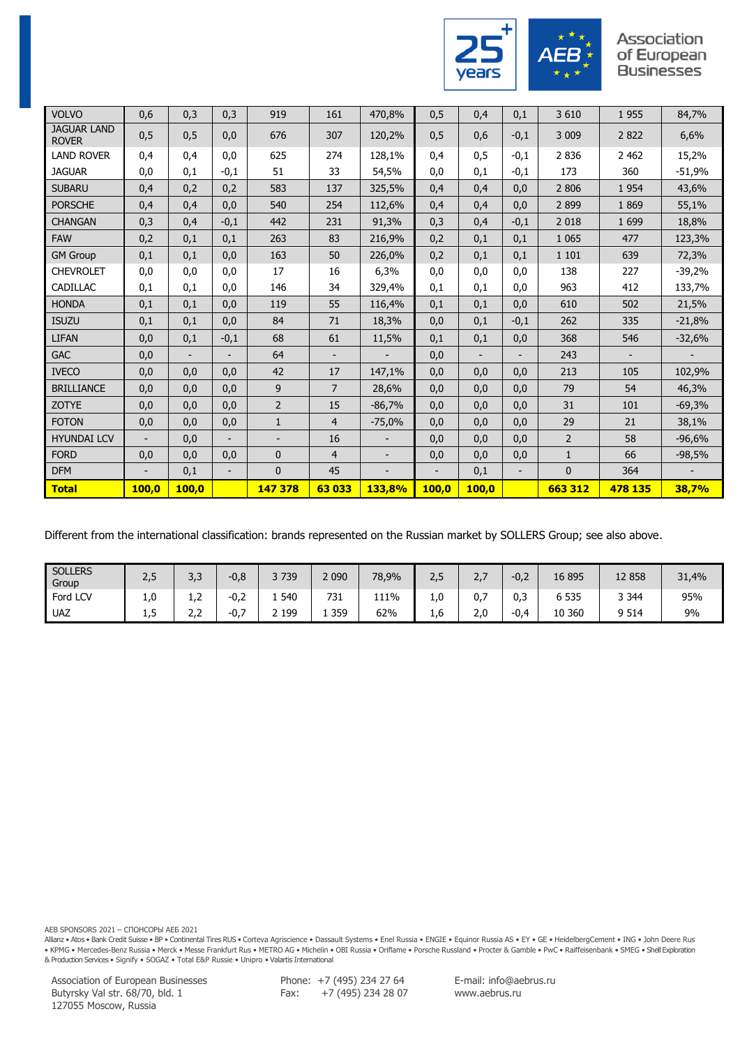| VOLVO | 0,6 | 0,3 | 0,3 | 919 | 161 | 470,8% | 0,5 | 0,4 | 0,1 | 3 610 | 1 955 | 84,7% |
|---|---|---|---|---|---|---|---|---|---|---|---|---|
| JAGUAR LAND ROVER | 0,5 | 0,5 | 0,0 | 676 | 307 | 120,2% | 0,5 | 0,6 | -0,1 | 3 009 | 2 822 | 6,6% |
| LAND ROVER | 0,4 | 0,4 | 0,0 | 625 | 274 | 128,1% | 0,4 | 0,5 | -0,1 | 2 836 | 2 462 | 15,2% |
| JAGUAR | 0,0 | 0,1 | -0,1 | 51 | 33 | 54,5% | 0,0 | 0,1 | -0,1 | 173 | 360 | -51,9% |
| SUBARU | 0,4 | 0,2 | 0,2 | 583 | 137 | 325,5% | 0,4 | 0,4 | 0,0 | 2 806 | 1 954 | 43,6% |
| PORSCHE | 0,4 | 0,4 | 0,0 | 540 | 254 | 112,6% | 0,4 | 0,4 | 0,0 | 2 899 | 1 869 | 55,1% |
| CHANGAN | 0,3 | 0,4 | -0,1 | 442 | 231 | 91,3% | 0,3 | 0,4 | -0,1 | 2 018 | 1 699 | 18,8% |
| FAW | 0,2 | 0,1 | 0,1 | 263 | 83 | 216,9% | 0,2 | 0,1 | 0,1 | 1 065 | 477 | 123,3% |
| GM Group | 0,1 | 0,1 | 0,0 | 163 | 50 | 226,0% | 0,2 | 0,1 | 0,1 | 1 101 | 639 | 72,3% |
| CHEVROLET | 0,0 | 0,0 | 0,0 | 17 | 16 | 6,3% | 0,0 | 0,0 | 0,0 | 138 | 227 | -39,2% |
| CADILLAC | 0,1 | 0,1 | 0,0 | 146 | 34 | 329,4% | 0,1 | 0,1 | 0,0 | 963 | 412 | 133,7% |
| HONDA | 0,1 | 0,1 | 0,0 | 119 | 55 | 116,4% | 0,1 | 0,1 | 0,0 | 610 | 502 | 21,5% |
| ISUZU | 0,1 | 0,1 | 0,0 | 84 | 71 | 18,3% | 0,0 | 0,1 | -0,1 | 262 | 335 | -21,8% |
| LIFAN | 0,0 | 0,1 | -0,1 | 68 | 61 | 11,5% | 0,1 | 0,1 | 0,0 | 368 | 546 | -32,6% |
| GAC | 0,0 | - | - | 64 | - | - | 0,0 | - | - | 243 | - | - |
| IVECO | 0,0 | 0,0 | 0,0 | 42 | 17 | 147,1% | 0,0 | 0,0 | 0,0 | 213 | 105 | 102,9% |
| BRILLIANCE | 0,0 | 0,0 | 0,0 | 9 | 7 | 28,6% | 0,0 | 0,0 | 0,0 | 79 | 54 | 46,3% |
| ZOTYE | 0,0 | 0,0 | 0,0 | 2 | 15 | -86,7% | 0,0 | 0,0 | 0,0 | 31 | 101 | -69,3% |
| FOTON | 0,0 | 0,0 | 0,0 | 1 | 4 | -75,0% | 0,0 | 0,0 | 0,0 | 29 | 21 | 38,1% |
| HYUNDAI LCV | - | 0,0 | - | - | 16 | - | 0,0 | 0,0 | 0,0 | 2 | 58 | -96,6% |
| FORD | 0,0 | 0,0 | 0,0 | 0 | 4 | - | 0,0 | 0,0 | 0,0 | 1 | 66 | -98,5% |
| DFM | - | 0,1 | - | 0 | 45 | - | - | 0,1 | - | 0 | 364 | - |
| **Total** | **100,0** | **100,0** | | **147 378** | **63 033** | **133,8%** | **100,0** | **100,0** | | **663 312** | **478 135** | **38,7%** |

Different from the international classification: brands represented on the Russian market by SOLLERS Group; see also above.

| SOLLERS Group | 2,5 | 3,3 | -0,8 | 3 739 | 2 090 | 78,9% | 2,5 | 2,7 | -0,2 | 16 895 | 12 858 | 31,4% |
|---|---|---|---|---|---|---|---|---|---|---|---|---|
| Ford LCV | 1,0 | 1,2 | -0,2 | 1 540 | 731 | 111% | 1,0 | 0,7 | 0,3 | 6 535 | 3 344 | 95% |
| UAZ | 1,5 | 2,2 | -0,7 | 2 199 | 1 359 | 62% | 1,6 | 2,0 | -0,4 | 10 360 | 9 514 | 9% |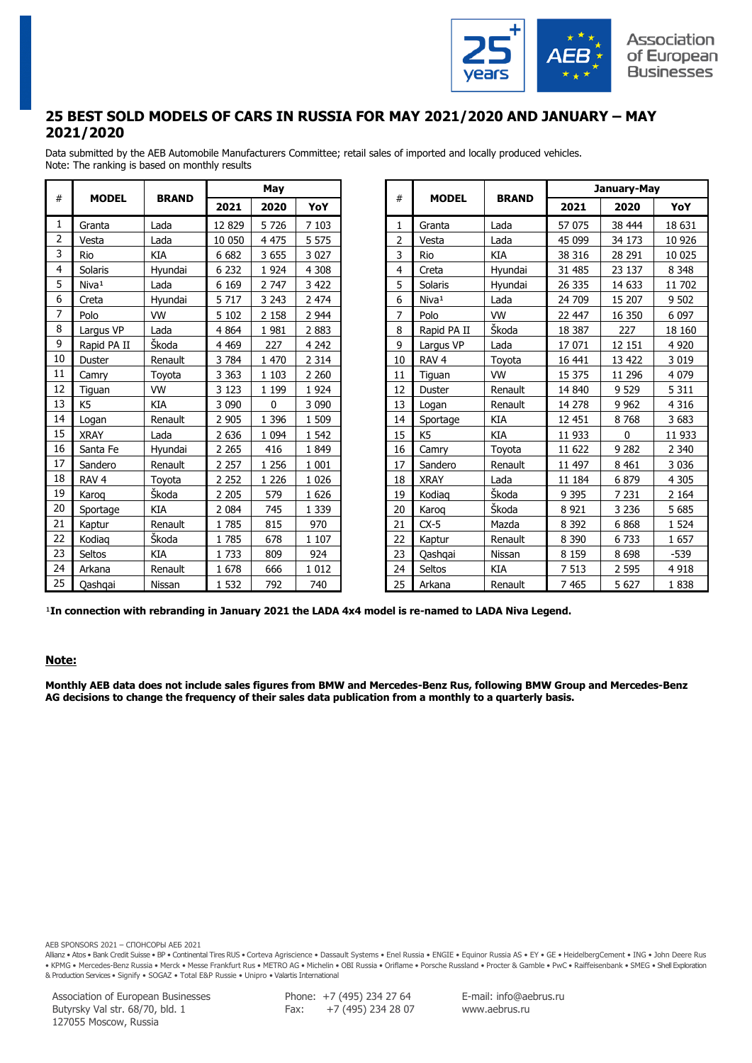# 25 BEST SOLD MODELS OF CARS IN RUSSIA FOR MAY 2021/2020 AND JANUARY – MAY 2021/2020

Data submitted by the AEB Automobile Manufacturers Committee; retail sales of imported and locally produced vehicles.
Note: The ranking is based on monthly results

| # | MODEL | BRAND | May | | |
|---|---|---|---|---|---|
| | | | 2021 | 2020 | YoY |
| 1 | Granta | Lada | 12 829 | 5 726 | 7 103 |
| 2 | Vesta | Lada | 10 050 | 4 475 | 5 575 |
| 3 | Rio | KIA | 6 682 | 3 655 | 3 027 |
| 4 | Solaris | Hyundai | 6 232 | 1 924 | 4 308 |
| 5 | Niva[1] | Lada | 6 169 | 2 747 | 3 422 |
| 6 | Creta | Hyundai | 5 717 | 3 243 | 2 474 |
| 7 | Polo | VW | 5 102 | 2 158 | 2 944 |
| 8 | Largus VP | Lada | 4 864 | 1 981 | 2 883 |
| 9 | Rapid PA II | Škoda | 4 469 | 227 | 4 242 |
| 10 | Duster | Renault | 3 784 | 1 470 | 2 314 |
| 11 | Camry | Toyota | 3 363 | 1 103 | 2 260 |
| 12 | Tiguan | VW | 3 123 | 1 199 | 1 924 |
| 13 | K5 | KIA | 3 090 | 0 | 3 090 |
| 14 | Logan | Renault | 2 905 | 1 396 | 1 509 |
| 15 | XRAY | Lada | 2 636 | 1 094 | 1 542 |
| 16 | Santa Fe | Hyundai | 2 265 | 416 | 1 849 |
| 17 | Sandero | Renault | 2 257 | 1 256 | 1 001 |
| 18 | RAV 4 | Toyota | 2 252 | 1 226 | 1 026 |
| 19 | Karoq | Škoda | 2 205 | 579 | 1 626 |
| 20 | Sportage | KIA | 2 084 | 745 | 1 339 |
| 21 | Kaptur | Renault | 1 785 | 815 | 970 |
| 22 | Kodiaq | Škoda | 1 785 | 678 | 1 107 |
| 23 | Seltos | KIA | 1 733 | 809 | 924 |
| 24 | Arkana | Renault | 1 678 | 666 | 1 012 |
| 25 | Qashqai | Nissan | 1 532 | 792 | 740 |

| # | MODEL | BRAND | January-May | | |
|---|---|---|---|---|---|
| | | | 2021 | 2020 | YoY |
| 1 | Granta | Lada | 57 075 | 38 444 | 18 631 |
| 2 | Vesta | Lada | 45 099 | 34 173 | 10 926 |
| 3 | Rio | KIA | 38 316 | 28 291 | 10 025 |
| 4 | Creta | Hyundai | 31 485 | 23 137 | 8 348 |
| 5 | Solaris | Hyundai | 26 335 | 14 633 | 11 702 |
| 6 | Niva[1] | Lada | 24 709 | 15 207 | 9 502 |
| 7 | Polo | VW | 22 447 | 16 350 | 6 097 |
| 8 | Rapid PA II | Škoda | 18 387 | 227 | 18 160 |
| 9 | Largus VP | Lada | 17 071 | 12 151 | 4 920 |
| 10 | RAV 4 | Toyota | 16 441 | 13 422 | 3 019 |
| 11 | Tiguan | VW | 15 375 | 11 296 | 4 079 |
| 12 | Duster | Renault | 14 840 | 9 529 | 5 311 |
| 13 | Logan | Renault | 14 278 | 9 962 | 4 316 |
| 14 | Sportage | KIA | 12 451 | 8 768 | 3 683 |
| 15 | K5 | KIA | 11 933 | 0 | 11 933 |
| 16 | Camry | Toyota | 11 622 | 9 282 | 2 340 |
| 17 | Sandero | Renault | 11 497 | 8 461 | 3 036 |
| 18 | XRAY | Lada | 11 184 | 6 879 | 4 305 |
| 19 | Kodiaq | Škoda | 9 395 | 7 231 | 2 164 |
| 20 | Karoq | Škoda | 8 921 | 3 236 | 5 685 |
| 21 | CX-5 | Mazda | 8 392 | 6 868 | 1 524 |
| 22 | Kaptur | Renault | 8 390 | 6 733 | 1 657 |
| 23 | Qashqai | Nissan | 8 159 | 8 698 | -539 |
| 24 | Seltos | KIA | 7 513 | 2 595 | 4 918 |
| 25 | Arkana | Renault | 7 465 | 5 627 | 1 838 |

[1]**In connection with rebranding in January 2021 the LADA 4x4 model is re-named to LADA Niva Legend.**

**Note:**

**Monthly AEB data does not include sales figures from BMW and Mercedes-Benz Rus, following BMW Group and Mercedes-Benz AG decisions to change the frequency of their sales data publication from a monthly to a quarterly basis.**

AEB SPONSORS 2021 – СПОНСОРЫ АЕБ 2021
Allianz • Atos • Bank Credit Suisse • BP • Continental Tires RUS • Corteva Agriscience • Dassault Systems • Enel Russia • ENGIE • Equinor Russia AS • EY • GE • HeidelbergCement • ING • John Deere Rus • KPMG • Mercedes-Benz Russia • Merck • Messe Frankfurt Rus • METRO AG • Michelin • OBI Russia • Oriflame • Porsche Russland • Procter & Gamble • PwC • Raiffeisenbank • SMEG • Shell Exploration & Production Services • Signify • SOGAZ • Total E&P Russie • Unipro • Valartis International

Association of European Businesses
Butyrsky Val str. 68/70, bld. 1
127055 Moscow, Russia

Phone: +7 (495) 234 27 64
Fax: +7 (495) 234 28 07

E-mail: info@aebrus.ru
www.aebrus.ru